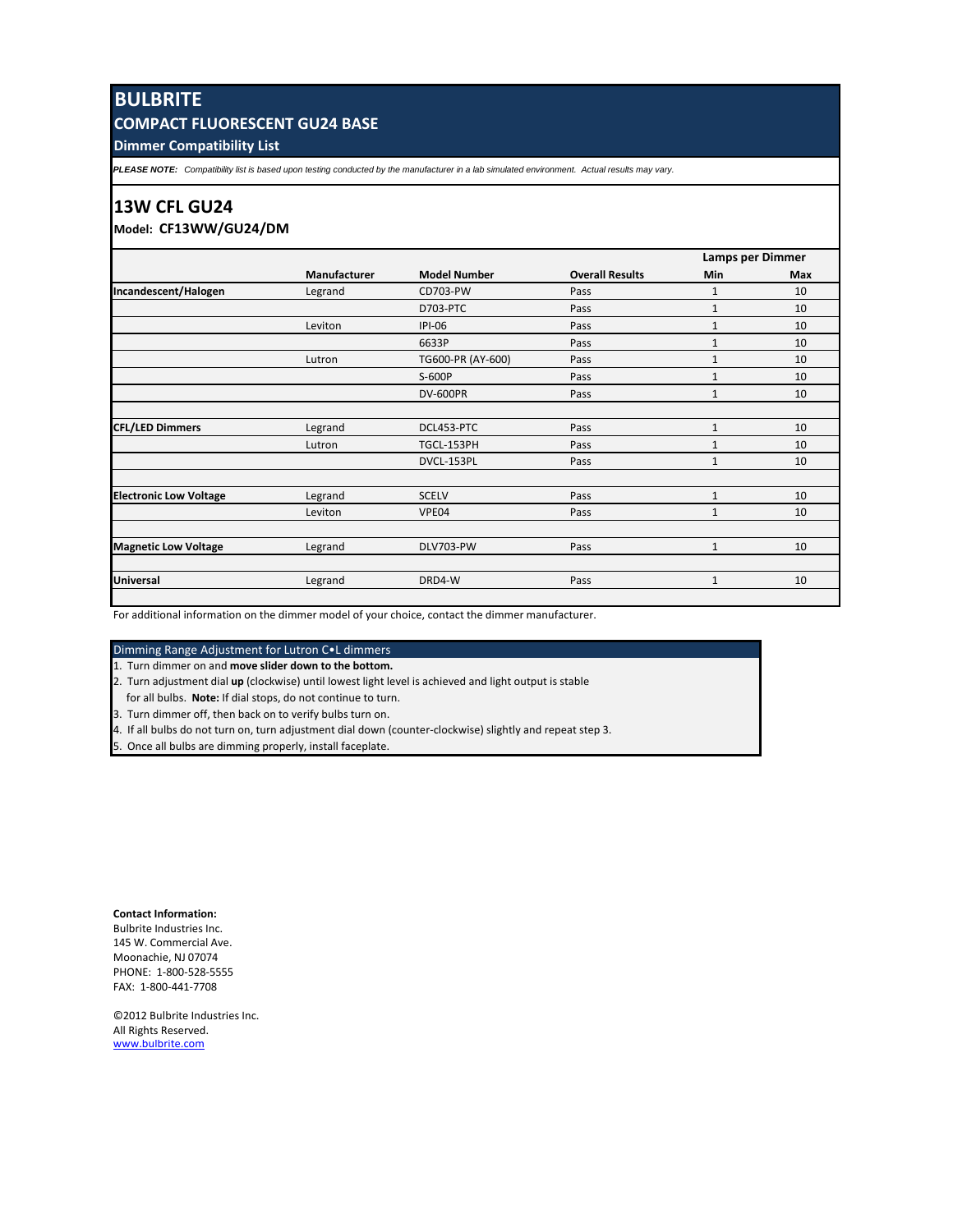# BULBRITE

## COMPACT FLUORESCENT GU24 BASE

### Dimmer Compatibility List

***PLEASE NOTE:*** *Compatibility list is based upon testing conducted by the manufacturer in a lab simulated environment. Actual results may vary.*

## 13W CFL GU24

**Model: CF13WW/GU24/DM**

| | Manufacturer | Model Number | Overall Results | Lamps per Dimmer Min | Lamps per Dimmer Max |
|---|---|---|---|---|---|
| **Incandescent/Halogen** | Legrand | CD703-PW | Pass | 1 | 10 |
| | | D703-PTC | Pass | 1 | 10 |
| | Leviton | IPI-06 | Pass | 1 | 10 |
| | | 6633P | Pass | 1 | 10 |
| | Lutron | TG600-PR (AY-600) | Pass | 1 | 10 |
| | | S-600P | Pass | 1 | 10 |
| | | DV-600PR | Pass | 1 | 10 |
| | | | | | |
| **CFL/LED Dimmers** | Legrand | DCL453-PTC | Pass | 1 | 10 |
| | Lutron | TGCL-153PH | Pass | 1 | 10 |
| | | DVCL-153PL | Pass | 1 | 10 |
| | | | | | |
| **Electronic Low Voltage** | Legrand | SCELV | Pass | 1 | 10 |
| | Leviton | VPE04 | Pass | 1 | 10 |
| | | | | | |
| **Magnetic Low Voltage** | Legrand | DLV703-PW | Pass | 1 | 10 |
| | | | | | |
| **Universal** | Legrand | DRD4-W | Pass | 1 | 10 |

For additional information on the dimmer model of your choice, contact the dimmer manufacturer.

**Dimming Range Adjustment for Lutron C•L dimmers**

1. Turn dimmer on and **move slider down to the bottom.**
2. Turn adjustment dial **up** (clockwise) until lowest light level is achieved and light output is stable for all bulbs. **Note:** If dial stops, do not continue to turn.
3. Turn dimmer off, then back on to verify bulbs turn on.
4. If all bulbs do not turn on, turn adjustment dial down (counter-clockwise) slightly and repeat step 3.
5. Once all bulbs are dimming properly, install faceplate.

**Contact Information:**
Bulbrite Industries Inc.
145 W. Commercial Ave.
Moonachie, NJ 07074
PHONE: 1-800-528-5555
FAX: 1-800-441-7708

©2012 Bulbrite Industries Inc.
All Rights Reserved.
www.bulbrite.com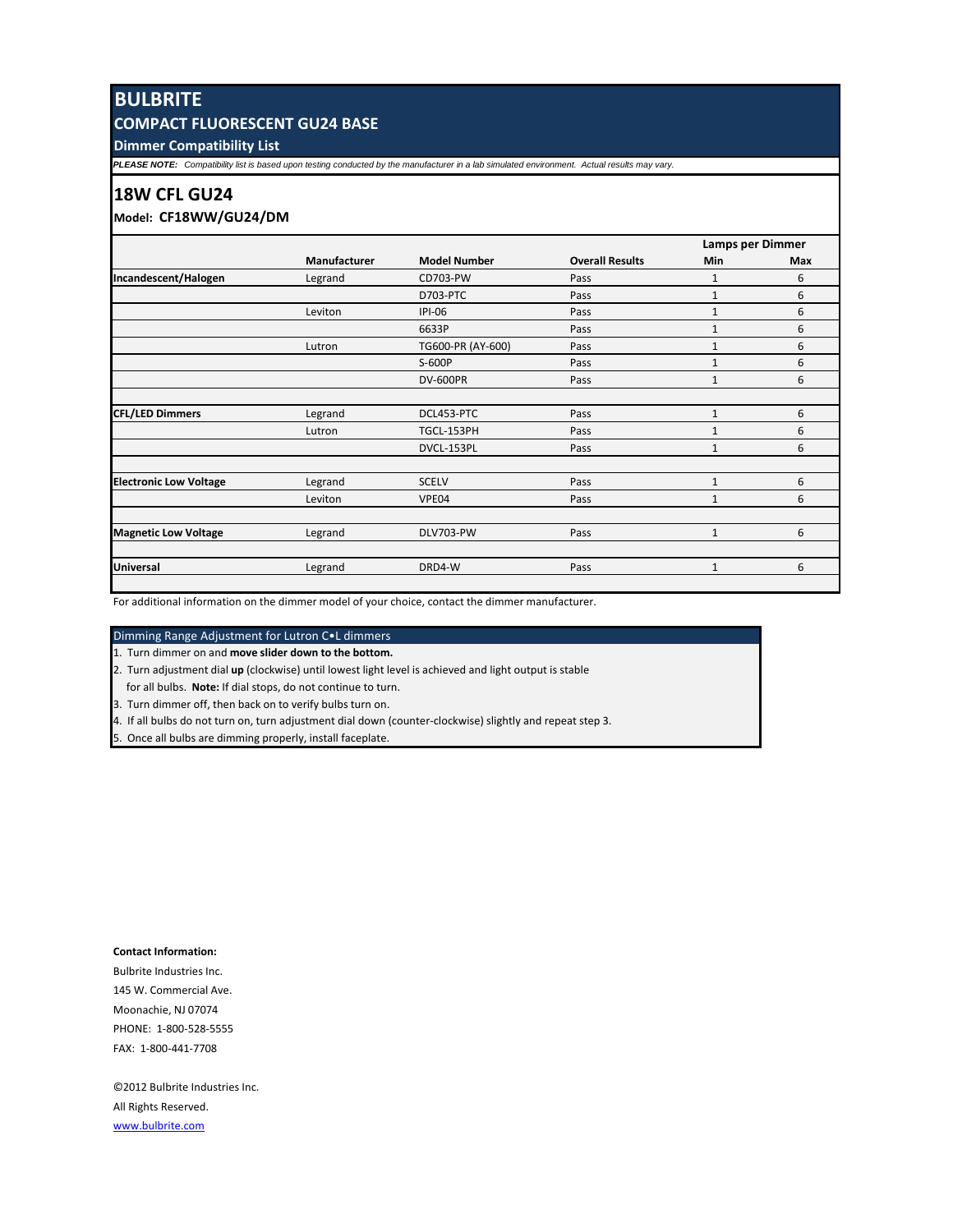# BULBRITE

## COMPACT FLUORESCENT GU24 BASE

### Dimmer Compatibility List

***PLEASE NOTE:*** *Compatibility list is based upon testing conducted by the manufacturer in a lab simulated environment. Actual results may vary.*

## 18W CFL GU24

**Model: CF18WW/GU24/DM**

| | Manufacturer | Model Number | Overall Results | Lamps per Dimmer Min | Lamps per Dimmer Max |
|---|---|---|---|---|---|
| **Incandescent/Halogen** | Legrand | CD703-PW | Pass | 1 | 6 |
| | | D703-PTC | Pass | 1 | 6 |
| | Leviton | IPI-06 | Pass | 1 | 6 |
| | | 6633P | Pass | 1 | 6 |
| | Lutron | TG600-PR (AY-600) | Pass | 1 | 6 |
| | | S-600P | Pass | 1 | 6 |
| | | DV-600PR | Pass | 1 | 6 |
| | | | | | |
| **CFL/LED Dimmers** | Legrand | DCL453-PTC | Pass | 1 | 6 |
| | Lutron | TGCL-153PH | Pass | 1 | 6 |
| | | DVCL-153PL | Pass | 1 | 6 |
| | | | | | |
| **Electronic Low Voltage** | Legrand | SCELV | Pass | 1 | 6 |
| | Leviton | VPE04 | Pass | 1 | 6 |
| | | | | | |
| **Magnetic Low Voltage** | Legrand | DLV703-PW | Pass | 1 | 6 |
| | | | | | |
| **Universal** | Legrand | DRD4-W | Pass | 1 | 6 |

For additional information on the dimmer model of your choice, contact the dimmer manufacturer.

### Dimming Range Adjustment for Lutron C•L dimmers

1. Turn dimmer on and **move slider down to the bottom.**
2. Turn adjustment dial **up** (clockwise) until lowest light level is achieved and light output is stable for all bulbs. **Note:** If dial stops, do not continue to turn.
3. Turn dimmer off, then back on to verify bulbs turn on.
4. If all bulbs do not turn on, turn adjustment dial down (counter-clockwise) slightly and repeat step 3.
5. Once all bulbs are dimming properly, install faceplate.

**Contact Information:**

Bulbrite Industries Inc.
145 W. Commercial Ave.
Moonachie, NJ 07074
PHONE: 1-800-528-5555
FAX: 1-800-441-7708

©2012 Bulbrite Industries Inc.
All Rights Reserved.
www.bulbrite.com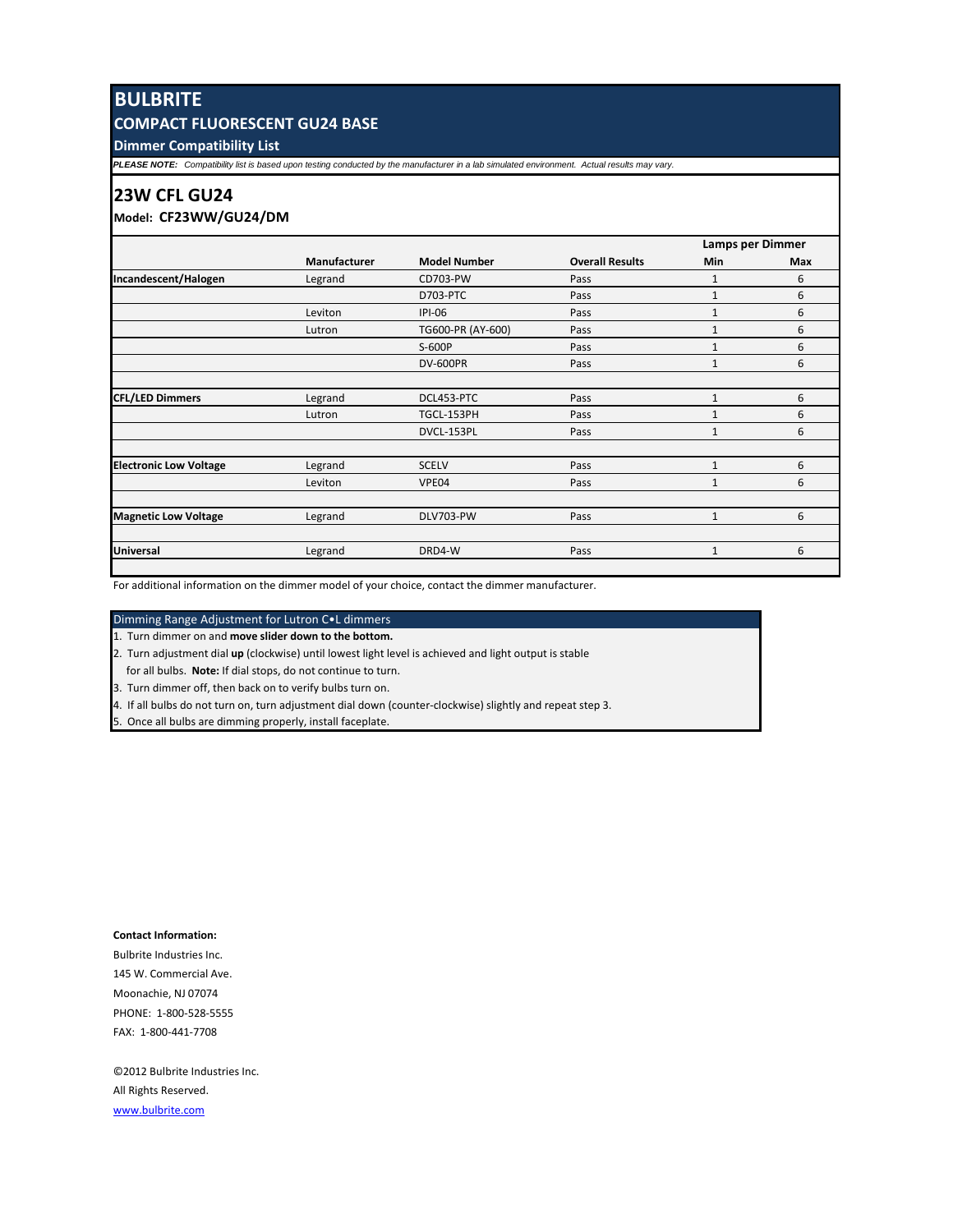# BULBRITE

## COMPACT FLUORESCENT GU24 BASE

### Dimmer Compatibility List

***PLEASE NOTE:*** *Compatibility list is based upon testing conducted by the manufacturer in a lab simulated environment. Actual results may vary.*

## 23W CFL GU24

**Model: CF23WW/GU24/DM**

| | | | | Lamps per Dimmer | |
|---|---|---|---|---|---|
| | **Manufacturer** | **Model Number** | **Overall Results** | **Min** | **Max** |
| **Incandescent/Halogen** | Legrand | CD703-PW | Pass | 1 | 6 |
| | | D703-PTC | Pass | 1 | 6 |
| | Leviton | IPI-06 | Pass | 1 | 6 |
| | Lutron | TG600-PR (AY-600) | Pass | 1 | 6 |
| | | S-600P | Pass | 1 | 6 |
| | | DV-600PR | Pass | 1 | 6 |
| | | | | | |
| **CFL/LED Dimmers** | Legrand | DCL453-PTC | Pass | 1 | 6 |
| | Lutron | TGCL-153PH | Pass | 1 | 6 |
| | | DVCL-153PL | Pass | 1 | 6 |
| | | | | | |
| **Electronic Low Voltage** | Legrand | SCELV | Pass | 1 | 6 |
| | Leviton | VPE04 | Pass | 1 | 6 |
| | | | | | |
| **Magnetic Low Voltage** | Legrand | DLV703-PW | Pass | 1 | 6 |
| | | | | | |
| **Universal** | Legrand | DRD4-W | Pass | 1 | 6 |

For additional information on the dimmer model of your choice, contact the dimmer manufacturer.

### Dimming Range Adjustment for Lutron C•L dimmers

1. Turn dimmer on and **move slider down to the bottom.**
2. Turn adjustment dial **up** (clockwise) until lowest light level is achieved and light output is stable for all bulbs. **Note:** If dial stops, do not continue to turn.
3. Turn dimmer off, then back on to verify bulbs turn on.
4. If all bulbs do not turn on, turn adjustment dial down (counter-clockwise) slightly and repeat step 3.
5. Once all bulbs are dimming properly, install faceplate.

**Contact Information:**

Bulbrite Industries Inc.

145 W. Commercial Ave.

Moonachie, NJ 07074

PHONE: 1-800-528-5555

FAX: 1-800-441-7708

©2012 Bulbrite Industries Inc.

All Rights Reserved.

www.bulbrite.com